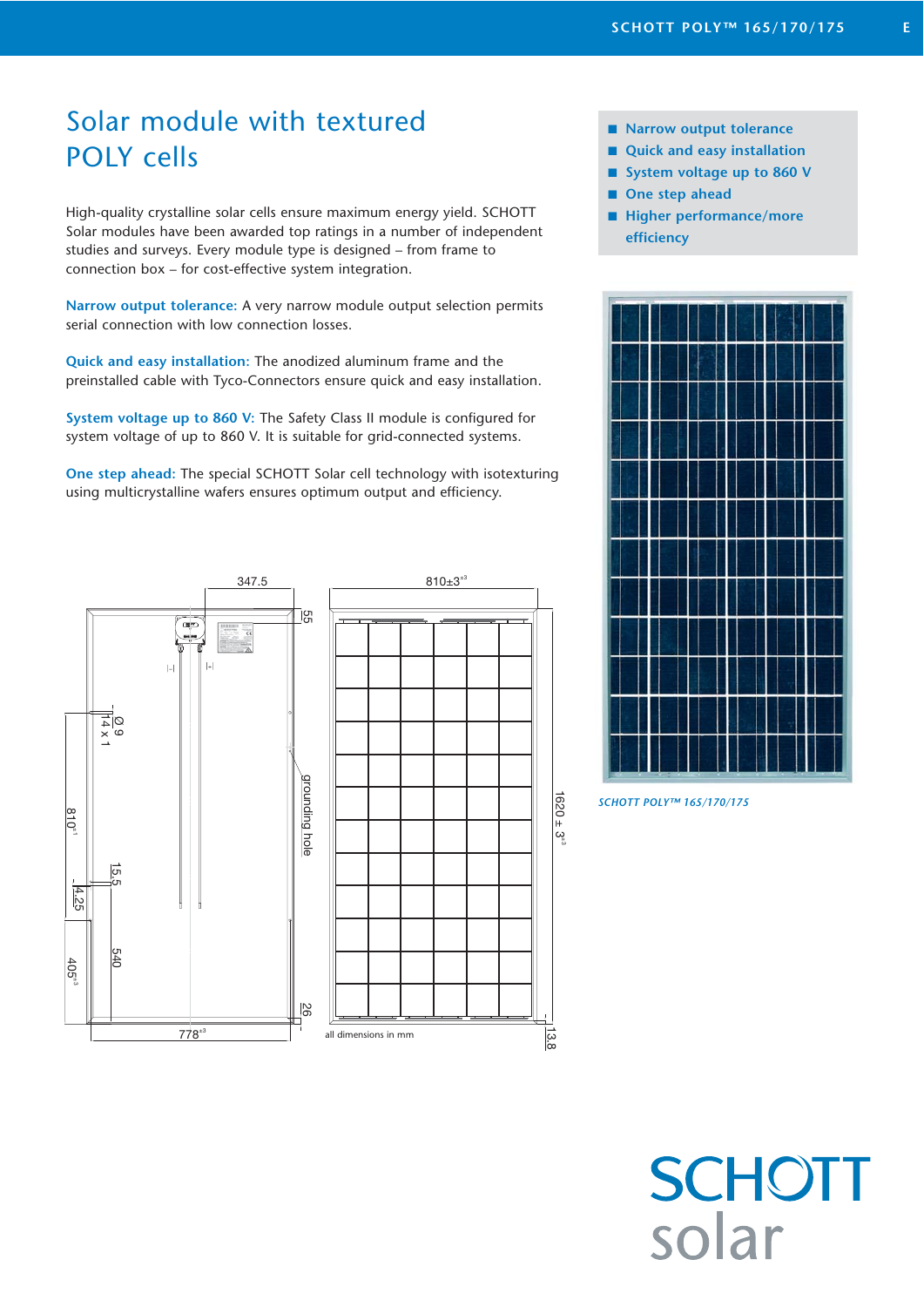# Solar module with textured POLY cells

High-quality crystalline solar cells ensure maximum energy yield. SCHOTT Solar modules have been awarded top ratings in a number of independent studies and surveys. Every module type is designed – from frame to connection box – for cost-effective system integration.

**Narrow output tolerance:** A very narrow module output selection permits serial connection with low connection losses.

**Quick and easy installation:** The anodized aluminum frame and the preinstalled cable with Tyco-Connectors ensure quick and easy installation.

**System voltage up to 860 V:** The Safety Class II module is configured for system voltage of up to 860 V. It is suitable for grid-connected systems.

**One step ahead:** The special SCHOTT Solar cell technology with isotexturing using multicrystalline wafers ensures optimum output and efficiency.

- Narrow output tolerance
- Quick and easy installation
- System voltage up to 860 V
- One step ahead
- Higher performance/more efficiency

347.5 | 55 | Ø 9 | 14 x 1 | grounding hole | 810±1 | 15.5 | 4.25 | 540 | 405±3 | 26 | 778±3 | 810±3±3 | 1620 ± 3±3 | 13.8

all dimensions in mm

*SCHOTT POLY™ 165/170/175*

SCHOTT solar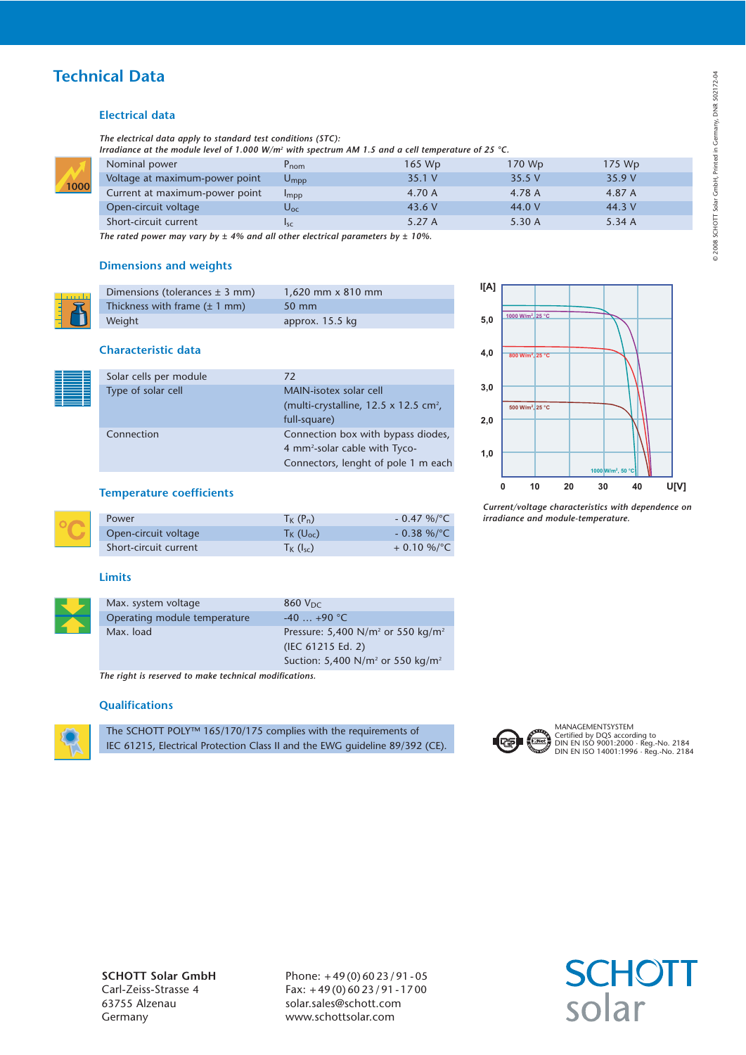# Technical Data

## Electrical data

*The electrical data apply to standard test conditions (STC):*
*Irradiance at the module level of 1.000 W/m² with spectrum AM 1.5 and a cell temperature of 25 °C.*

| | | | | |
|---|---|---|---|---|
| Nominal power | $P_{nom}$ | 165 Wp | 170 Wp | 175 Wp |
| Voltage at maximum-power point | $U_{mpp}$ | 35.1 V | 35.5 V | 35.9 V |
| Current at maximum-power point | $I_{mpp}$ | 4.70 A | 4.78 A | 4.87 A |
| Open-circuit voltage | $U_{oc}$ | 43.6 V | 44.0 V | 44.3 V |
| Short-circuit current | $I_{sc}$ | 5.27 A | 5.30 A | 5.34 A |

*The rated power may vary by ± 4% and all other electrical parameters by ± 10%.*

## Dimensions and weights

| | |
|---|---|
| Dimensions (tolerances ± 3 mm) | 1,620 mm x 810 mm |
| Thickness with frame (± 1 mm) | 50 mm |
| Weight | approx. 15.5 kg |

## Characteristic data

| | |
|---|---|
| Solar cells per module | 72 |
| Type of solar cell | MAIN-isotex solar cell (multi-crystalline, 12.5 x 12.5 cm², full-square) |
| Connection | Connection box with bypass diodes, 4 mm²-solar cable with Tyco-Connectors, lenght of pole 1 m each |

## Temperature coefficients

| | | |
|---|---|---|
| Power | $T_K$ ($P_n$) | - 0.47 %/°C |
| Open-circuit voltage | $T_K$ ($U_{oc}$) | - 0.38 %/°C |
| Short-circuit current | $T_K$ ($I_{sc}$) | + 0.10 %/°C |

## Limits

| | |
|---|---|
| Max. system voltage | 860 $V_{DC}$ |
| Operating module temperature | -40 … +90 °C |
| Max. load | Pressure: 5,400 N/m² or 550 kg/m² (IEC 61215 Ed. 2) Suction: 5,400 N/m² or 550 kg/m² |

*The right is reserved to make technical modifications.*

I[A]
5,0
4,0
3,0
2,0
1,0
0 10 20 30 40 U[V]
1000 W/m², 25 °C
800 W/m², 25 °C
500 W/m², 25 °C
1000 W/m², 50 °C

*Current/voltage characteristics with dependence on irradiance and module-temperature.*

## Qualifications

The SCHOTT POLY™ 165/170/175 complies with the requirements of IEC 61215, Electrical Protection Class II and the EWG guideline 89/392 (CE).

MANAGEMENTSYSTEM
Certified by DQS according to
DIN EN ISO 9001:2000 · Reg.-No. 2184
DIN EN ISO 14001:1996 · Reg.-No. 2184

**SCHOTT Solar GmbH**
Carl-Zeiss-Strasse 4
63755 Alzenau
Germany

Phone: +49 (0) 60 23 / 91 - 05
Fax: +49 (0) 60 23 / 91 - 17 00
solar.sales@schott.com
www.schottsolar.com

SCHOTT solar

© 2008 SCHOTT Solar GmbH, Printed in Germany, DNR 502172-04